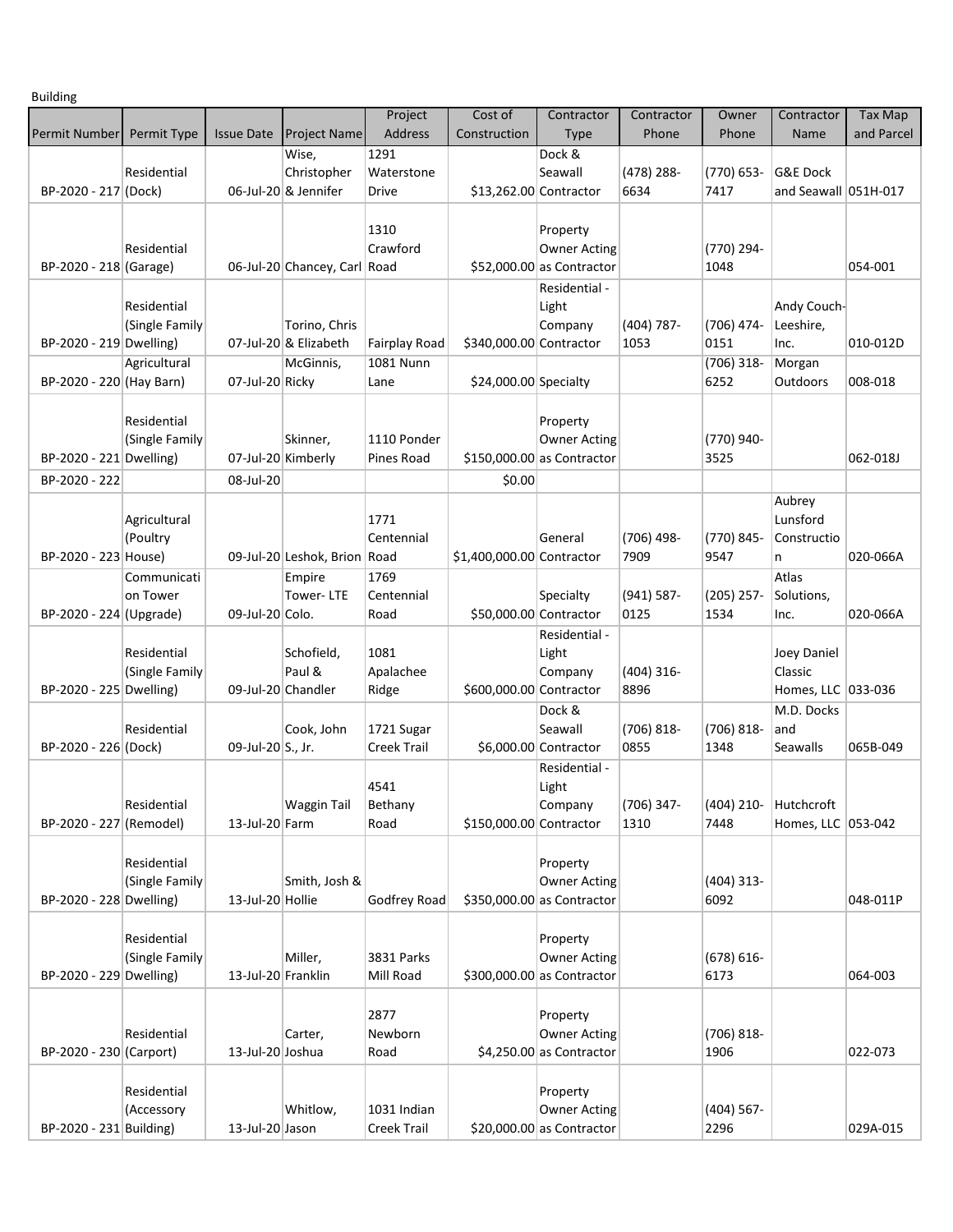Building

| Permit Number | Permit Type | Issue Date | Project Name | Project Address | Cost of Construction | Contractor Type | Contractor Phone | Owner Phone | Contractor Name | Tax Map and Parcel |
|---|---|---|---|---|---|---|---|---|---|---|
| BP-2020 - 217 | Residential (Dock) | 06-Jul-20 | Wise, Christopher & Jennifer | 1291 Waterstone Drive | $13,262.00 | Dock & Seawall Contractor | (478) 288-6634 | (770) 653-7417 | G&E Dock and Seawall | 051H-017 |
| BP-2020 - 218 | Residential (Garage) | 06-Jul-20 | Chancey, Carl | 1310 Crawford Road | $52,000.00 | Property Owner Acting as Contractor | | (770) 294-1048 | | 054-001 |
| BP-2020 - 219 | Residential (Single Family Dwelling) | 07-Jul-20 | Torino, Chris & Elizabeth | Fairplay Road | $340,000.00 | Residential - Light Company Contractor | (404) 787-1053 | (706) 474-0151 | Andy Couch-Leeshire, Inc. | 010-012D |
| BP-2020 - 220 | Agricultural (Hay Barn) | 07-Jul-20 | McGinnis, Ricky | 1081 Nunn Lane | $24,000.00 | Specialty | | (706) 318-6252 | Morgan Outdoors | 008-018 |
| BP-2020 - 221 | Residential (Single Family Dwelling) | 07-Jul-20 | Skinner, Kimberly | 1110 Ponder Pines Road | $150,000.00 | Property Owner Acting as Contractor | | (770) 940-3525 | | 062-018J |
| BP-2020 - 222 | | 08-Jul-20 | | | $0.00 | | | | | |
| BP-2020 - 223 | Agricultural (Poultry House) | 09-Jul-20 | Leshok, Brion | 1771 Centennial Road | $1,400,000.00 | General Contractor | (706) 498-7909 | (770) 845-9547 | Aubrey Lunsford Construction | 020-066A |
| BP-2020 - 224 | Communication Tower (Upgrade) | 09-Jul-20 | Empire Tower- LTE Colo. | 1769 Centennial Road | $50,000.00 | Specialty Contractor | (941) 587-0125 | (205) 257-1534 | Atlas Solutions, Inc. | 020-066A |
| BP-2020 - 225 | Residential (Single Family Dwelling) | 09-Jul-20 | Schofield, Paul & Chandler | 1081 Apalachee Ridge | $600,000.00 | Residential - Light Company Contractor | (404) 316-8896 | | Joey Daniel Classic Homes, LLC | 033-036 |
| BP-2020 - 226 | Residential (Dock) | 09-Jul-20 | Cook, John S., Jr. | 1721 Sugar Creek Trail | $6,000.00 | Dock & Seawall Contractor | (706) 818-0855 | (706) 818-1348 | M.D. Docks and Seawalls | 065B-049 |
| BP-2020 - 227 | Residential (Remodel) | 13-Jul-20 | Waggin Tail Farm | 4541 Bethany Road | $150,000.00 | Residential - Light Company Contractor | (706) 347-1310 | (404) 210-7448 | Hutchcroft Homes, LLC | 053-042 |
| BP-2020 - 228 | Residential (Single Family Dwelling) | 13-Jul-20 | Smith, Josh & Hollie | Godfrey Road | $350,000.00 | Property Owner Acting as Contractor | | (404) 313-6092 | | 048-011P |
| BP-2020 - 229 | Residential (Single Family Dwelling) | 13-Jul-20 | Miller, Franklin | 3831 Parks Mill Road | $300,000.00 | Property Owner Acting as Contractor | | (678) 616-6173 | | 064-003 |
| BP-2020 - 230 | Residential (Carport) | 13-Jul-20 | Carter, Joshua | 2877 Newborn Road | $4,250.00 | Property Owner Acting as Contractor | | (706) 818-1906 | | 022-073 |
| BP-2020 - 231 | Residential (Accessory Building) | 13-Jul-20 | Whitlow, Jason | 1031 Indian Creek Trail | $20,000.00 | Property Owner Acting as Contractor | | (404) 567-2296 | | 029A-015 |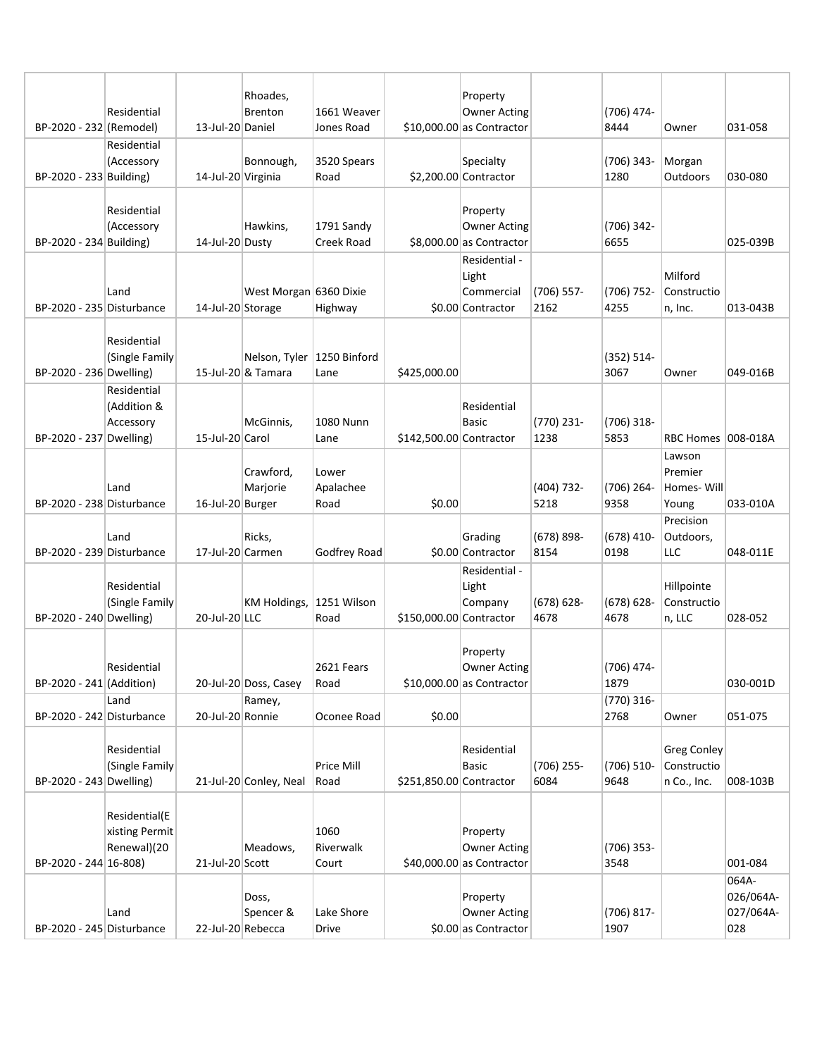| | | | | | | | | | | |
|---|---|---|---|---|---|---|---|---|---|---|
| BP-2020 - 232 | Residential (Remodel) | 13-Jul-20 | Rhoades, Brenton Daniel | 1661 Weaver Jones Road | $10,000.00 | Property Owner Acting as Contractor | | (706) 474-8444 | Owner | 031-058 |
| BP-2020 - 233 | Residential (Accessory Building) | 14-Jul-20 | Bonnough, Virginia | 3520 Spears Road | $2,200.00 | Specialty Contractor | | (706) 343-1280 | Morgan Outdoors | 030-080 |
| BP-2020 - 234 | Residential (Accessory Building) | 14-Jul-20 | Hawkins, Dusty | 1791 Sandy Creek Road | $8,000.00 | Property Owner Acting as Contractor | | (706) 342-6655 | | 025-039B |
| BP-2020 - 235 | Land Disturbance | 14-Jul-20 | West Morgan Storage | 6360 Dixie Highway | $0.00 | Residential - Light Commercial Contractor | (706) 557-2162 | (706) 752-4255 | Milford Construction, Inc. | 013-043B |
| BP-2020 - 236 | Residential (Single Family Dwelling) | 15-Jul-20 | Nelson, Tyler & Tamara | 1250 Binford Lane | $425,000.00 | | | (352) 514-3067 | Owner | 049-016B |
| BP-2020 - 237 | Residential (Addition & Accessory Dwelling) | 15-Jul-20 | McGinnis, Carol | 1080 Nunn Lane | $142,500.00 | Residential Basic Contractor | (770) 231-1238 | (706) 318-5853 | RBC Homes | 008-018A |
| BP-2020 - 238 | Land Disturbance | 16-Jul-20 | Crawford, Marjorie Burger | Lower Apalachee Road | $0.00 | | (404) 732-5218 | (706) 264-9358 | Lawson Premier Homes- Will Young | 033-010A |
| BP-2020 - 239 | Land Disturbance | 17-Jul-20 | Ricks, Carmen | Godfrey Road | $0.00 | Grading Contractor | (678) 898-8154 | (678) 410-0198 | Precision Outdoors, LLC | 048-011E |
| BP-2020 - 240 | Residential (Single Family Dwelling) | 20-Jul-20 | KM Holdings, LLC | 1251 Wilson Road | $150,000.00 | Residential - Light Company Contractor | (678) 628-4678 | (678) 628-4678 | Hillpointe Construction, LLC | 028-052 |
| BP-2020 - 241 | Residential (Addition) | 20-Jul-20 | Doss, Casey | 2621 Fears Road | $10,000.00 | Property Owner Acting as Contractor | | (706) 474-1879 | | 030-001D |
| BP-2020 - 242 | Land Disturbance | 20-Jul-20 | Ramey, Ronnie | Oconee Road | $0.00 | | | (770) 316-2768 | Owner | 051-075 |
| BP-2020 - 243 | Residential (Single Family Dwelling) | 21-Jul-20 | Conley, Neal | Price Mill Road | $251,850.00 | Residential Basic Contractor | (706) 255-6084 | (706) 510-9648 | Greg Conley Construction Co., Inc. | 008-103B |
| BP-2020 - 244 | Residential(Existing Permit Renewal)(2016-808) | 21-Jul-20 | Meadows, Scott | 1060 Riverwalk Court | $40,000.00 | Property Owner Acting as Contractor | | (706) 353-3548 | | 001-084 |
| BP-2020 - 245 | Land Disturbance | 22-Jul-20 | Doss, Spencer & Rebecca | Lake Shore Drive | $0.00 | Property Owner Acting as Contractor | | (706) 817-1907 | | 064A-026/064A-027/064A-028 |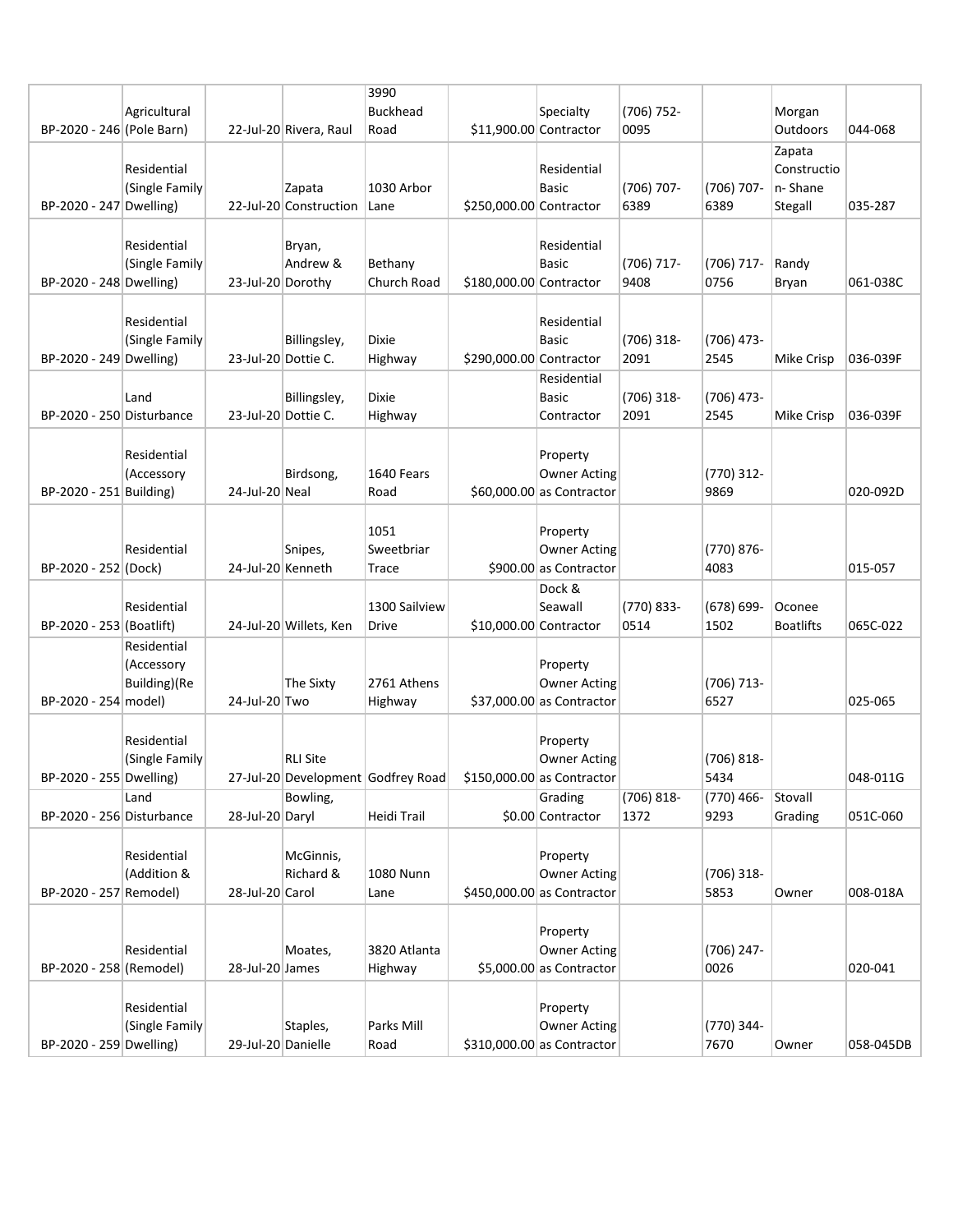| | | | | | | | | | | |
|---|---|---|---|---|---|---|---|---|---|---|
| BP-2020 - 246 | Agricultural (Pole Barn) | 22-Jul-20 | Rivera, Raul | 3990 Buckhead Road | $11,900.00 | Specialty Contractor | (706) 752-0095 | | Morgan Outdoors | 044-068 |
| BP-2020 - 247 | Residential (Single Family Dwelling) | 22-Jul-20 | Zapata Construction | 1030 Arbor Lane | $250,000.00 | Residential Basic Contractor | (706) 707-6389 | (706) 707-6389 | Zapata Construction- Shane Stegall | 035-287 |
| BP-2020 - 248 | Residential (Single Family Dwelling) | 23-Jul-20 | Bryan, Andrew & Dorothy | Bethany Church Road | $180,000.00 | Residential Basic Contractor | (706) 717-9408 | (706) 717-0756 | Randy Bryan | 061-038C |
| BP-2020 - 249 | Residential (Single Family Dwelling) | 23-Jul-20 | Billingsley, Dottie C. | Dixie Highway | $290,000.00 | Residential Basic Contractor | (706) 318-2091 | (706) 473-2545 | Mike Crisp | 036-039F |
| BP-2020 - 250 | Land Disturbance | 23-Jul-20 | Billingsley, Dottie C. | Dixie Highway | | Residential Basic Contractor | (706) 318-2091 | (706) 473-2545 | Mike Crisp | 036-039F |
| BP-2020 - 251 | Residential (Accessory Building) | 24-Jul-20 | Birdsong, Neal | 1640 Fears Road | $60,000.00 | Property Owner Acting as Contractor | | (770) 312-9869 | | 020-092D |
| BP-2020 - 252 | Residential (Dock) | 24-Jul-20 | Snipes, Kenneth | 1051 Sweetbriar Trace | $900.00 | Property Owner Acting as Contractor | | (770) 876-4083 | | 015-057 |
| BP-2020 - 253 | Residential (Boatlift) | 24-Jul-20 | Willets, Ken | 1300 Sailview Drive | $10,000.00 | Dock & Seawall Contractor | (770) 833-0514 | (678) 699-1502 | Oconee Boatlifts | 065C-022 |
| BP-2020 - 254 | Residential (Accessory Building)(Remodel) | 24-Jul-20 | The Sixty Two | 2761 Athens Highway | $37,000.00 | Property Owner Acting as Contractor | | (706) 713-6527 | | 025-065 |
| BP-2020 - 255 | Residential (Single Family Dwelling) | 27-Jul-20 | RLI Site Development | Godfrey Road | $150,000.00 | Property Owner Acting as Contractor | | (706) 818-5434 | | 048-011G |
| BP-2020 - 256 | Land Disturbance | 28-Jul-20 | Bowling, Daryl | Heidi Trail | $0.00 | Grading Contractor | (706) 818-1372 | (770) 466-9293 | Stovall Grading | 051C-060 |
| BP-2020 - 257 | Residential (Addition & Remodel) | 28-Jul-20 | McGinnis, Richard & Carol | 1080 Nunn Lane | $450,000.00 | Property Owner Acting as Contractor | | (706) 318-5853 | Owner | 008-018A |
| BP-2020 - 258 | Residential (Remodel) | 28-Jul-20 | Moates, James | 3820 Atlanta Highway | $5,000.00 | Property Owner Acting as Contractor | | (706) 247-0026 | | 020-041 |
| BP-2020 - 259 | Residential (Single Family Dwelling) | 29-Jul-20 | Staples, Danielle | Parks Mill Road | $310,000.00 | Property Owner Acting as Contractor | | (770) 344-7670 | Owner | 058-045DB |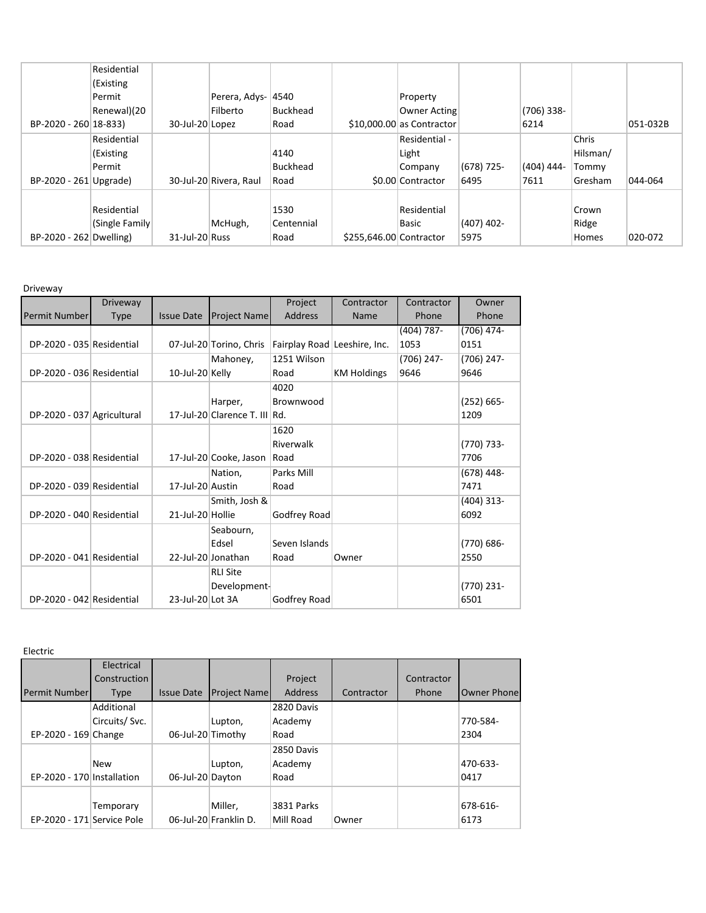| | | | | | | | | | | |
|---|---|---|---|---|---|---|---|---|---|---|
| BP-2020 - 260 | Residential (Existing Permit Renewal)(2018-833) | 30-Jul-20 | Perera, Adys-Filberto Lopez | 4540 Buckhead Road | $10,000.00 | Property Owner Acting as Contractor | | (706) 338-6214 | | 051-032B |
| BP-2020 - 261 | Residential (Existing Permit Upgrade) | 30-Jul-20 | Rivera, Raul | 4140 Buckhead Road | $0.00 | Residential - Light Company Contractor | (678) 725-6495 | (404) 444-7611 | Chris Hilsman/ Tommy Gresham | 044-064 |
| BP-2020 - 262 | Residential (Single Family Dwelling) | 31-Jul-20 | McHugh, Russ | 1530 Centennial Road | $255,646.00 | Residential Basic Contractor | (407) 402-5975 | | Crown Ridge Homes | 020-072 |

Driveway

| Permit Number | Driveway Type | Issue Date | Project Name | Project Address | Contractor Name | Contractor Phone | Owner Phone |
|---|---|---|---|---|---|---|---|
| DP-2020 - 035 | Residential | 07-Jul-20 | Torino, Chris | Fairplay Road | Leeshire, Inc. | (404) 787-1053 | (706) 474-0151 |
| DP-2020 - 036 | Residential | 10-Jul-20 | Mahoney, Kelly | 1251 Wilson Road | KM Holdings | (706) 247-9646 | (706) 247-9646 |
| DP-2020 - 037 | Agricultural | 17-Jul-20 | Harper, Clarence T. III | 4020 Brownwood Rd. | | | (252) 665-1209 |
| DP-2020 - 038 | Residential | 17-Jul-20 | Cooke, Jason | 1620 Riverwalk Road | | | (770) 733-7706 |
| DP-2020 - 039 | Residential | 17-Jul-20 | Nation, Austin | Parks Mill Road | | | (678) 448-7471 |
| DP-2020 - 040 | Residential | 21-Jul-20 | Smith, Josh & Hollie | Godfrey Road | | | (404) 313-6092 |
| DP-2020 - 041 | Residential | 22-Jul-20 | Seabourn, Edsel Jonathan | Seven Islands Road | Owner | | (770) 686-2550 |
| DP-2020 - 042 | Residential | 23-Jul-20 | RLI Site Development-Lot 3A | Godfrey Road | | | (770) 231-6501 |

Electric

| Permit Number | Electrical Construction Type | Issue Date | Project Name | Project Address | Contractor | Contractor Phone | Owner Phone |
|---|---|---|---|---|---|---|---|
| EP-2020 - 169 | Additional Circuits/ Svc. Change | 06-Jul-20 | Lupton, Timothy | 2820 Davis Academy Road | | | 770-584-2304 |
| EP-2020 - 170 | New Installation | 06-Jul-20 | Lupton, Dayton | 2850 Davis Academy Road | | | 470-633-0417 |
| EP-2020 - 171 | Temporary Service Pole | 06-Jul-20 | Miller, Franklin D. | 3831 Parks Mill Road | Owner | | 678-616-6173 |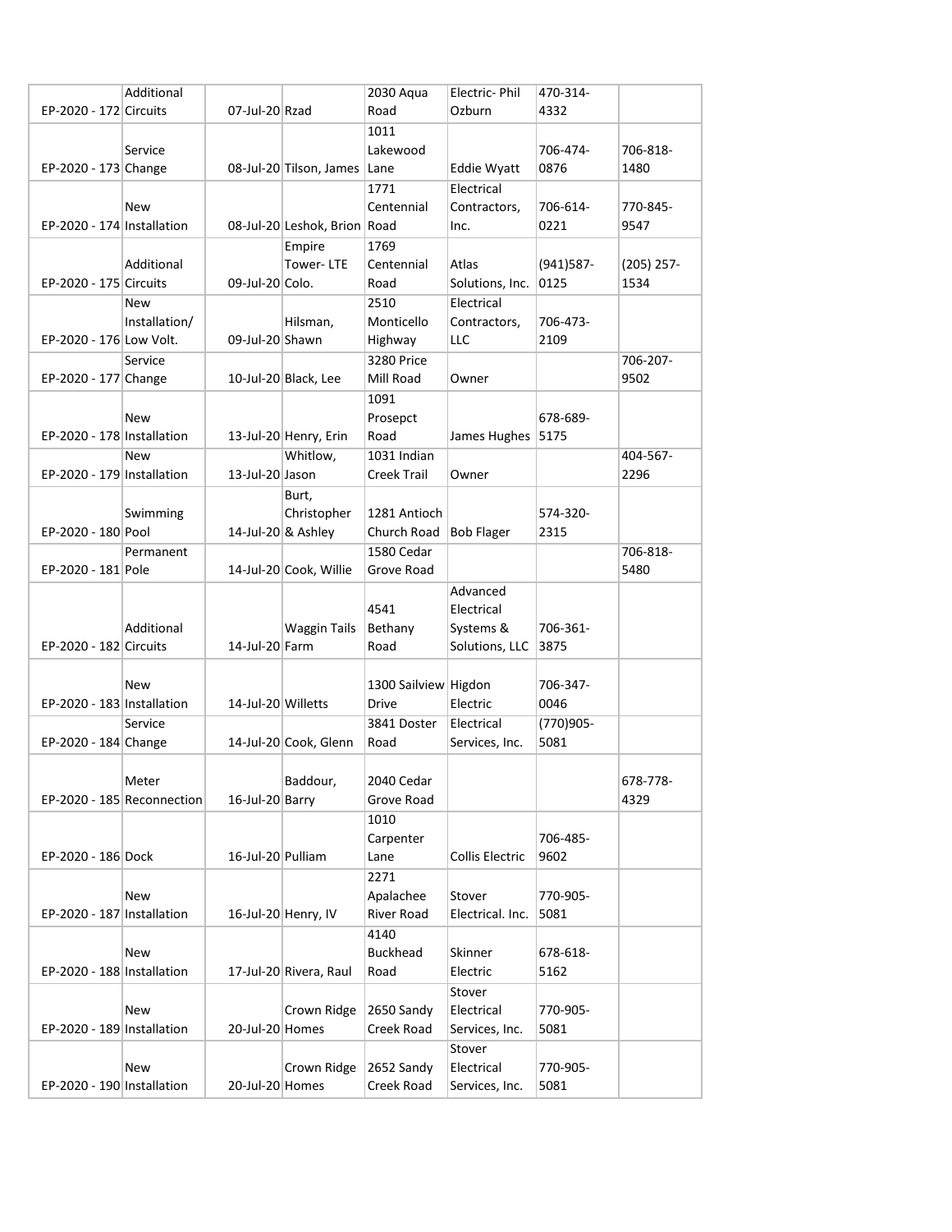| EP-2020 - 172 | Additional Circuits | 07-Jul-20 | Rzad | 2030 Aqua Road | Electric- Phil Ozburn | 470-314-4332 | |
|---|---|---|---|---|---|---|---|
| EP-2020 - 173 | Service Change | 08-Jul-20 | Tilson, James | 1011 Lakewood Lane | Eddie Wyatt | 706-474-0876 | 706-818-1480 |
| EP-2020 - 174 | New Installation | 08-Jul-20 | Leshok, Brion | 1771 Centennial Road | Electrical Contractors, Inc. | 706-614-0221 | 770-845-9547 |
| EP-2020 - 175 | Additional Circuits | 09-Jul-20 | Empire Tower- LTE Colo. | 1769 Centennial Road | Atlas Solutions, Inc. | (941)587-0125 | (205) 257-1534 |
| EP-2020 - 176 | New Installation/ Low Volt. | 09-Jul-20 | Hilsman, Shawn | 2510 Monticello Highway | Electrical Contractors, LLC | 706-473-2109 | |
| EP-2020 - 177 | Service Change | 10-Jul-20 | Black, Lee | 3280 Price Mill Road | Owner | | 706-207-9502 |
| EP-2020 - 178 | New Installation | 13-Jul-20 | Henry, Erin | 1091 Prosepct Road | James Hughes | 678-689-5175 | |
| EP-2020 - 179 | New Installation | 13-Jul-20 | Whitlow, Jason | 1031 Indian Creek Trail | Owner | | 404-567-2296 |
| EP-2020 - 180 | Swimming Pool | 14-Jul-20 | Burt, Christopher & Ashley | 1281 Antioch Church Road | Bob Flager | 574-320-2315 | |
| EP-2020 - 181 | Permanent Pole | 14-Jul-20 | Cook, Willie | 1580 Cedar Grove Road | | | 706-818-5480 |
| EP-2020 - 182 | Additional Circuits | 14-Jul-20 | Waggin Tails Farm | 4541 Bethany Road | Advanced Electrical Systems & Solutions, LLC | 706-361-3875 | |
| EP-2020 - 183 | New Installation | 14-Jul-20 | Willetts | 1300 Sailview Drive | Higdon Electric | 706-347-0046 | |
| EP-2020 - 184 | Service Change | 14-Jul-20 | Cook, Glenn | 3841 Doster Road | Electrical Services, Inc. | (770)905-5081 | |
| EP-2020 - 185 | Meter Reconnection | 16-Jul-20 | Baddour, Barry | 2040 Cedar Grove Road | | | 678-778-4329 |
| EP-2020 - 186 | Dock | 16-Jul-20 | Pulliam | 1010 Carpenter Lane | Collis Electric | 706-485-9602 | |
| EP-2020 - 187 | New Installation | 16-Jul-20 | Henry, IV | 2271 Apalachee River Road | Stover Electrical. Inc. | 770-905-5081 | |
| EP-2020 - 188 | New Installation | 17-Jul-20 | Rivera, Raul | 4140 Buckhead Road | Skinner Electric | 678-618-5162 | |
| EP-2020 - 189 | New Installation | 20-Jul-20 | Crown Ridge Homes | 2650 Sandy Creek Road | Stover Electrical Services, Inc. | 770-905-5081 | |
| EP-2020 - 190 | New Installation | 20-Jul-20 | Crown Ridge Homes | 2652 Sandy Creek Road | Stover Electrical Services, Inc. | 770-905-5081 | |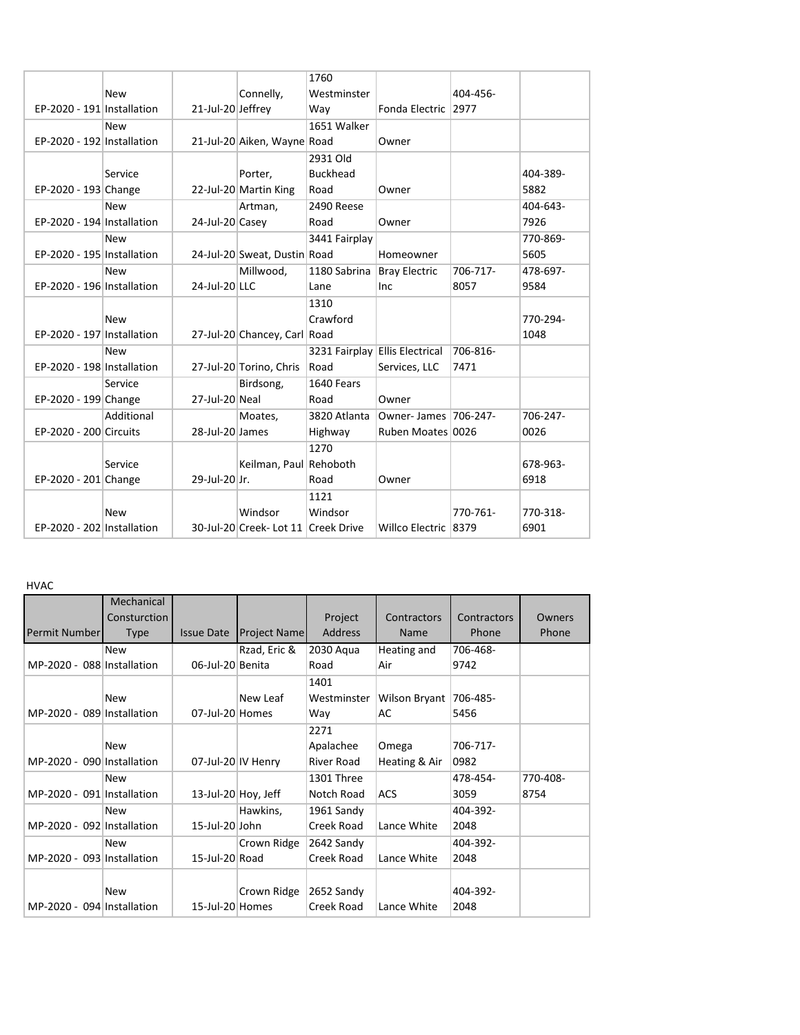| | | | | | | | |
|---|---|---|---|---|---|---|---|
| EP-2020 - 191 | New Installation | 21-Jul-20 | Connelly, Jeffrey | 1760 Westminster Way | Fonda Electric | 404-456-2977 | |
| EP-2020 - 192 | New Installation | 21-Jul-20 | Aiken, Wayne | 1651 Walker Road | Owner | | |
| EP-2020 - 193 | Service Change | 22-Jul-20 | Porter, Martin King | 2931 Old Buckhead Road | Owner | | 404-389-5882 |
| EP-2020 - 194 | New Installation | 24-Jul-20 | Artman, Casey | 2490 Reese Road | Owner | | 404-643-7926 |
| EP-2020 - 195 | New Installation | 24-Jul-20 | Sweat, Dustin | 3441 Fairplay Road | Homeowner | | 770-869-5605 |
| EP-2020 - 196 | New Installation | 24-Jul-20 | Millwood, LLC | 1180 Sabrina Lane | Bray Electric Inc | 706-717-8057 | 478-697-9584 |
| EP-2020 - 197 | New Installation | 27-Jul-20 | Chancey, Carl | 1310 Crawford Road | | | 770-294-1048 |
| EP-2020 - 198 | New Installation | 27-Jul-20 | Torino, Chris | 3231 Fairplay Road | Ellis Electrical Services, LLC | 706-816-7471 | |
| EP-2020 - 199 | Service Change | 27-Jul-20 | Birdsong, Neal | 1640 Fears Road | Owner | | |
| EP-2020 - 200 | Additional Circuits | 28-Jul-20 | Moates, James | 3820 Atlanta Highway | Owner- James Ruben Moates | 706-247-0026 | 706-247-0026 |
| EP-2020 - 201 | Service Change | 29-Jul-20 | Keilman, Paul Jr. | 1270 Rehoboth Road | Owner | | 678-963-6918 |
| EP-2020 - 202 | New Installation | 30-Jul-20 | Windsor Creek- Lot 11 | 1121 Windsor Creek Drive | Willco Electric | 770-761-8379 | 770-318-6901 |

HVAC

| Permit Number | Mechanical Consturction Type | Issue Date | Project Name | Project Address | Contractors Name | Contractors Phone | Owners Phone |
|---|---|---|---|---|---|---|---|
| MP-2020 - 088 | New Installation | 06-Jul-20 | Rzad, Eric & Benita | 2030 Aqua Road | Heating and Air | 706-468-9742 | |
| MP-2020 - 089 | New Installation | 07-Jul-20 | New Leaf Homes | 1401 Westminster Way | Wilson Bryant AC | 706-485-5456 | |
| MP-2020 - 090 | New Installation | 07-Jul-20 | IV Henry | 2271 Apalachee River Road | Omega Heating & Air | 706-717-0982 | |
| MP-2020 - 091 | New Installation | 13-Jul-20 | Hoy, Jeff | 1301 Three Notch Road | ACS | 478-454-3059 | 770-408-8754 |
| MP-2020 - 092 | New Installation | 15-Jul-20 | Hawkins, John | 1961 Sandy Creek Road | Lance White | 404-392-2048 | |
| MP-2020 - 093 | New Installation | 15-Jul-20 | Crown Ridge Road | 2642 Sandy Creek Road | Lance White | 404-392-2048 | |
| MP-2020 - 094 | New Installation | 15-Jul-20 | Crown Ridge Homes | 2652 Sandy Creek Road | Lance White | 404-392-2048 | |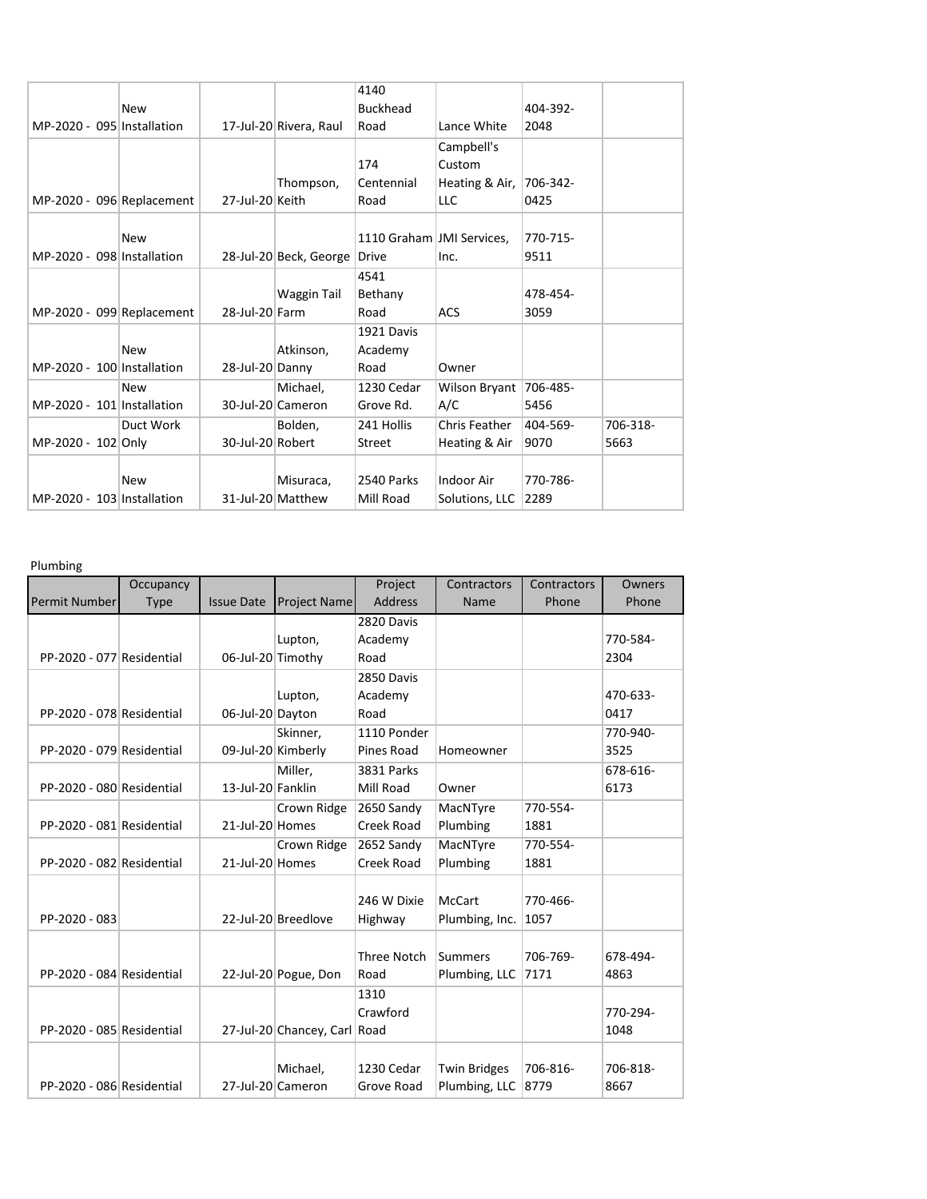| | | | | | | | |
|---|---|---|---|---|---|---|---|
| MP-2020 - 095 | New Installation | 17-Jul-20 | Rivera, Raul | 4140 Buckhead Road | Lance White | 404-392-2048 | |
| MP-2020 - 096 | Replacement | 27-Jul-20 | Thompson, Keith | 174 Centennial Road | Campbell's Custom Heating & Air, LLC | 706-342-0425 | |
| MP-2020 - 098 | New Installation | 28-Jul-20 | Beck, George | 1110 Graham Drive | JMI Services, Inc. | 770-715-9511 | |
| MP-2020 - 099 | Replacement | 28-Jul-20 | Waggin Tail Farm | 4541 Bethany Road | ACS | 478-454-3059 | |
| MP-2020 - 100 | New Installation | 28-Jul-20 | Atkinson, Danny | 1921 Davis Academy Road | Owner | | |
| MP-2020 - 101 | New Installation | 30-Jul-20 | Michael, Cameron | 1230 Cedar Grove Rd. | Wilson Bryant A/C | 706-485-5456 | |
| MP-2020 - 102 | Duct Work Only | 30-Jul-20 | Bolden, Robert | 241 Hollis Street | Chris Feather Heating & Air | 404-569-9070 | 706-318-5663 |
| MP-2020 - 103 | New Installation | 31-Jul-20 | Misuraca, Matthew | 2540 Parks Mill Road | Indoor Air Solutions, LLC | 770-786-2289 | |

Plumbing

| Permit Number | Occupancy Type | Issue Date | Project Name | Project Address | Contractors Name | Contractors Phone | Owners Phone |
|---|---|---|---|---|---|---|---|
| PP-2020 - 077 | Residential | 06-Jul-20 | Lupton, Timothy | 2820 Davis Academy Road | | | 770-584-2304 |
| PP-2020 - 078 | Residential | 06-Jul-20 | Lupton, Dayton | 2850 Davis Academy Road | | | 470-633-0417 |
| PP-2020 - 079 | Residential | 09-Jul-20 | Skinner, Kimberly | 1110 Ponder Pines Road | Homeowner | | 770-940-3525 |
| PP-2020 - 080 | Residential | 13-Jul-20 | Miller, Fanklin | 3831 Parks Mill Road | Owner | | 678-616-6173 |
| PP-2020 - 081 | Residential | 21-Jul-20 | Crown Ridge Homes | 2650 Sandy Creek Road | MacNTyre Plumbing | 770-554-1881 | |
| PP-2020 - 082 | Residential | 21-Jul-20 | Crown Ridge Homes | 2652 Sandy Creek Road | MacNTyre Plumbing | 770-554-1881 | |
| PP-2020 - 083 | | 22-Jul-20 | Breedlove | 246 W Dixie Highway | McCart Plumbing, Inc. | 770-466-1057 | |
| PP-2020 - 084 | Residential | 22-Jul-20 | Pogue, Don | Three Notch Road | Summers Plumbing, LLC | 706-769-7171 | 678-494-4863 |
| PP-2020 - 085 | Residential | 27-Jul-20 | Chancey, Carl | 1310 Crawford Road | | | 770-294-1048 |
| PP-2020 - 086 | Residential | 27-Jul-20 | Michael, Cameron | 1230 Cedar Grove Road | Twin Bridges Plumbing, LLC | 706-816-8779 | 706-818-8667 |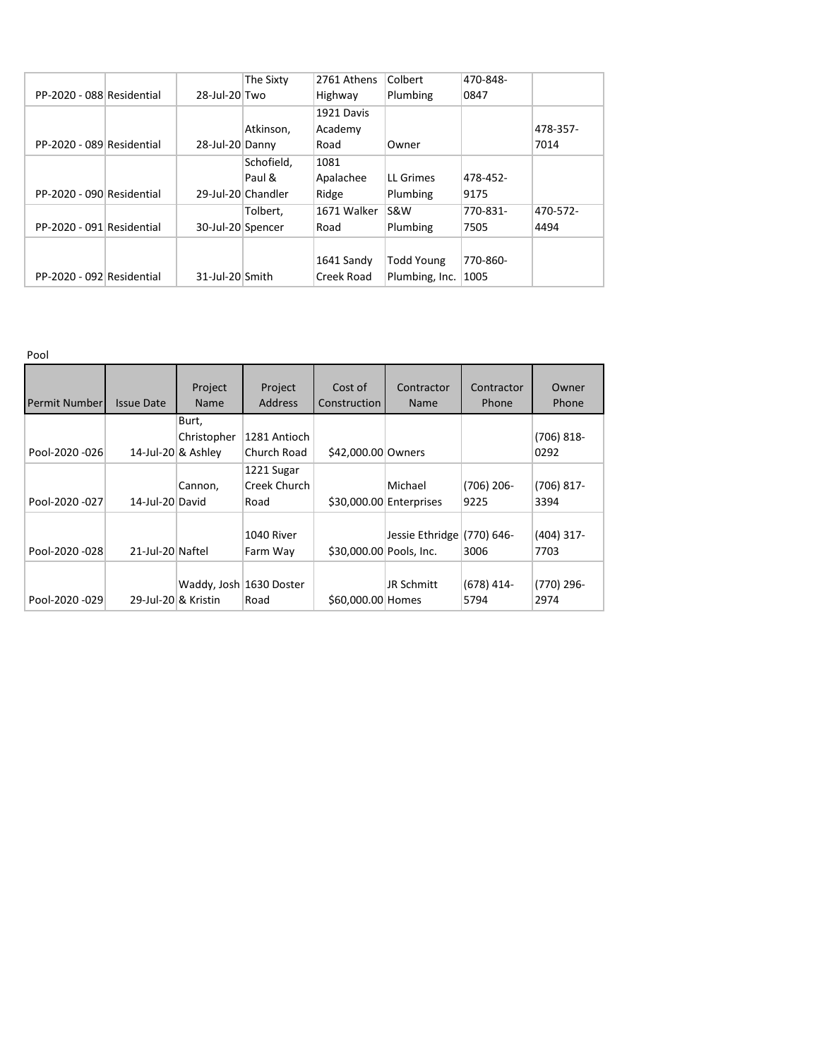| | | | | | | | |
|---|---|---|---|---|---|---|---|
| PP-2020 - 088 | Residential | 28-Jul-20 | The Sixty Two | 2761 Athens Highway | Colbert Plumbing | 470-848-0847 | |
| PP-2020 - 089 | Residential | 28-Jul-20 | Atkinson, Danny | 1921 Davis Academy Road | Owner | | 478-357-7014 |
| PP-2020 - 090 | Residential | 29-Jul-20 | Schofield, Paul & Chandler | 1081 Apalachee Ridge | LL Grimes Plumbing | 478-452-9175 | |
| PP-2020 - 091 | Residential | 30-Jul-20 | Tolbert, Spencer | 1671 Walker Road | S&W Plumbing | 770-831-7505 | 470-572-4494 |
| PP-2020 - 092 | Residential | 31-Jul-20 | Smith | 1641 Sandy Creek Road | Todd Young Plumbing, Inc. | 770-860-1005 | |

Pool

| Permit Number | Issue Date | Project Name | Project Address | Cost of Construction | Contractor Name | Contractor Phone | Owner Phone |
|---|---|---|---|---|---|---|---|
| Pool-2020 -026 | 14-Jul-20 | Burt, Christopher & Ashley | 1281 Antioch Church Road | $42,000.00 | Owners | | (706) 818-0292 |
| Pool-2020 -027 | 14-Jul-20 | Cannon, David | 1221 Sugar Creek Church Road | $30,000.00 | Michael Enterprises | (706) 206-9225 | (706) 817-3394 |
| Pool-2020 -028 | 21-Jul-20 | Naftel | 1040 River Farm Way | $30,000.00 | Jessie Ethridge Pools, Inc. | (770) 646-3006 | (404) 317-7703 |
| Pool-2020 -029 | 29-Jul-20 | Waddy, Josh & Kristin | 1630 Doster Road | $60,000.00 | JR Schmitt Homes | (678) 414-5794 | (770) 296-2974 |